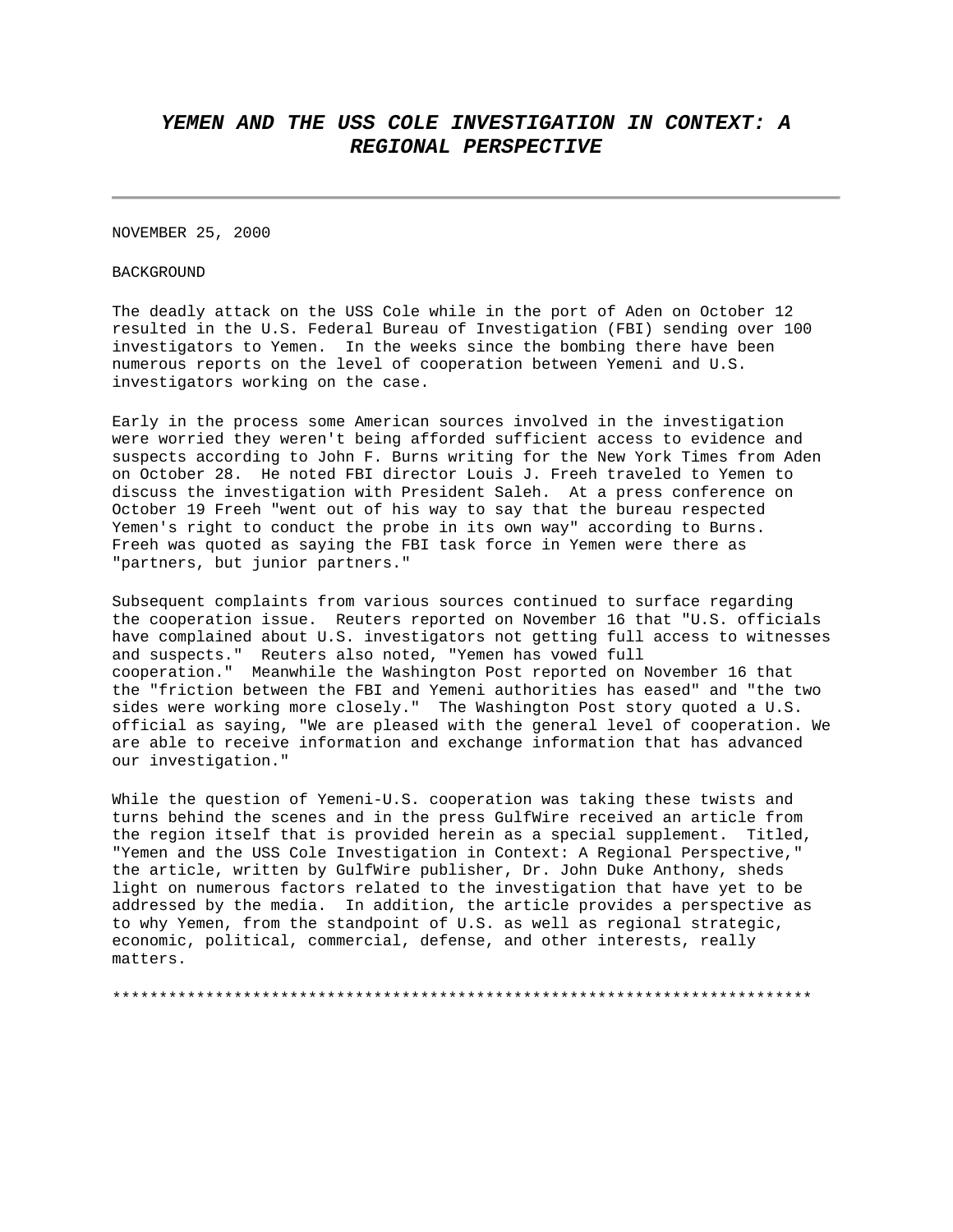# ***YEMEN AND THE USS COLE INVESTIGATION IN CONTEXT: A REGIONAL PERSPECTIVE***

---

NOVEMBER 25, 2000

BACKGROUND

The deadly attack on the USS Cole while in the port of Aden on October 12 resulted in the U.S. Federal Bureau of Investigation (FBI) sending over 100 investigators to Yemen. In the weeks since the bombing there have been numerous reports on the level of cooperation between Yemeni and U.S. investigators working on the case.

Early in the process some American sources involved in the investigation were worried they weren't being afforded sufficient access to evidence and suspects according to John F. Burns writing for the New York Times from Aden on October 28. He noted FBI director Louis J. Freeh traveled to Yemen to discuss the investigation with President Saleh. At a press conference on October 19 Freeh "went out of his way to say that the bureau respected Yemen's right to conduct the probe in its own way" according to Burns. Freeh was quoted as saying the FBI task force in Yemen were there as "partners, but junior partners."

Subsequent complaints from various sources continued to surface regarding the cooperation issue. Reuters reported on November 16 that "U.S. officials have complained about U.S. investigators not getting full access to witnesses and suspects." Reuters also noted, "Yemen has vowed full cooperation." Meanwhile the Washington Post reported on November 16 that the "friction between the FBI and Yemeni authorities has eased" and "the two sides were working more closely." The Washington Post story quoted a U.S. official as saying, "We are pleased with the general level of cooperation. We are able to receive information and exchange information that has advanced our investigation."

While the question of Yemeni-U.S. cooperation was taking these twists and turns behind the scenes and in the press GulfWire received an article from the region itself that is provided herein as a special supplement. Titled, "Yemen and the USS Cole Investigation in Context: A Regional Perspective," the article, written by GulfWire publisher, Dr. John Duke Anthony, sheds light on numerous factors related to the investigation that have yet to be addressed by the media. In addition, the article provides a perspective as to why Yemen, from the standpoint of U.S. as well as regional strategic, economic, political, commercial, defense, and other interests, really matters.

******************************************************************************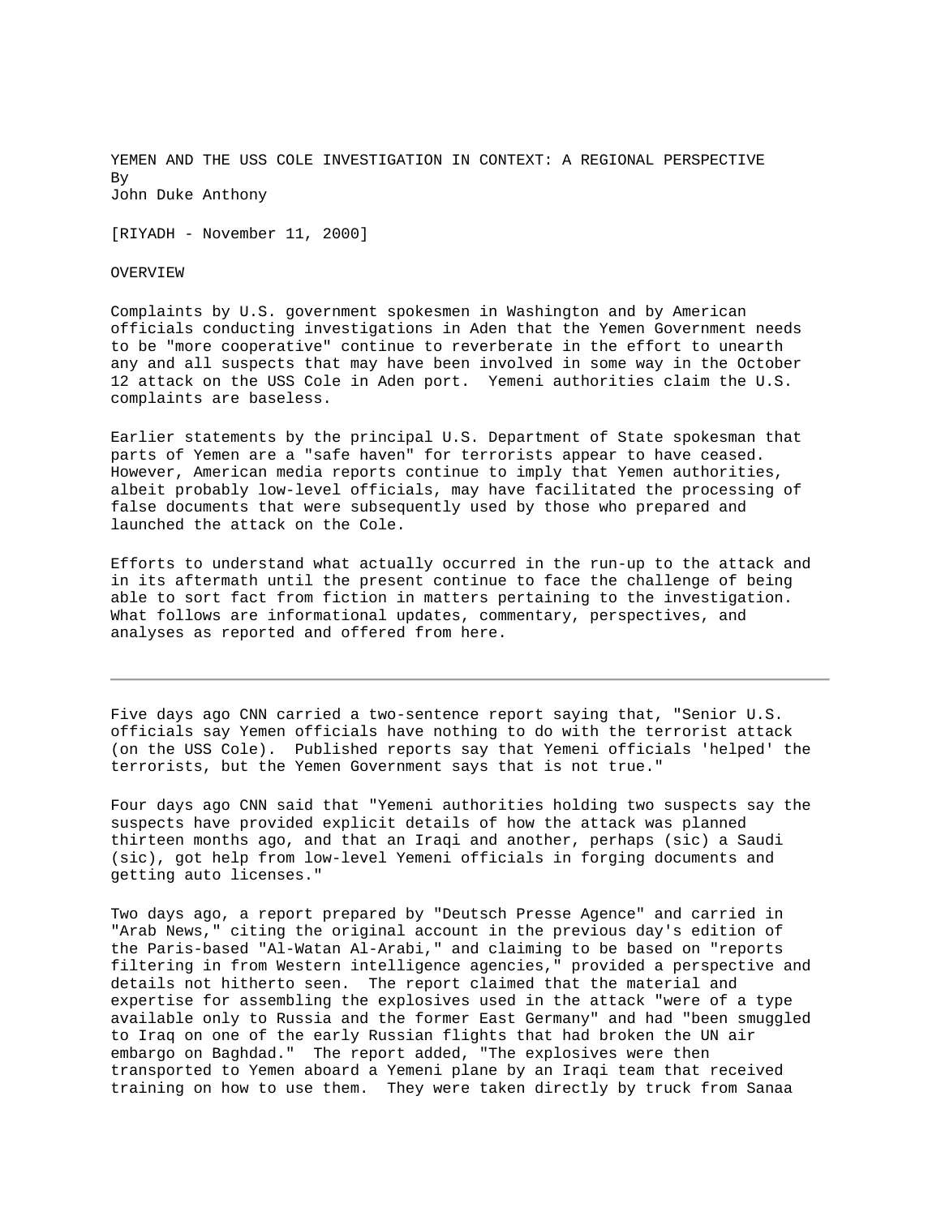YEMEN AND THE USS COLE INVESTIGATION IN CONTEXT: A REGIONAL PERSPECTIVE

By

John Duke Anthony

[RIYADH - November 11, 2000]

## OVERVIEW

Complaints by U.S. government spokesmen in Washington and by American officials conducting investigations in Aden that the Yemen Government needs to be "more cooperative" continue to reverberate in the effort to unearth any and all suspects that may have been involved in some way in the October 12 attack on the USS Cole in Aden port. Yemeni authorities claim the U.S. complaints are baseless.

Earlier statements by the principal U.S. Department of State spokesman that parts of Yemen are a "safe haven" for terrorists appear to have ceased. However, American media reports continue to imply that Yemen authorities, albeit probably low-level officials, may have facilitated the processing of false documents that were subsequently used by those who prepared and launched the attack on the Cole.

Efforts to understand what actually occurred in the run-up to the attack and in its aftermath until the present continue to face the challenge of being able to sort fact from fiction in matters pertaining to the investigation. What follows are informational updates, commentary, perspectives, and analyses as reported and offered from here.

---

Five days ago CNN carried a two-sentence report saying that, "Senior U.S. officials say Yemen officials have nothing to do with the terrorist attack (on the USS Cole). Published reports say that Yemeni officials 'helped' the terrorists, but the Yemen Government says that is not true."

Four days ago CNN said that "Yemeni authorities holding two suspects say the suspects have provided explicit details of how the attack was planned thirteen months ago, and that an Iraqi and another, perhaps (sic) a Saudi (sic), got help from low-level Yemeni officials in forging documents and getting auto licenses."

Two days ago, a report prepared by "Deutsch Presse Agence" and carried in "Arab News," citing the original account in the previous day's edition of the Paris-based "Al-Watan Al-Arabi," and claiming to be based on "reports filtering in from Western intelligence agencies," provided a perspective and details not hitherto seen. The report claimed that the material and expertise for assembling the explosives used in the attack "were of a type available only to Russia and the former East Germany" and had "been smuggled to Iraq on one of the early Russian flights that had broken the UN air embargo on Baghdad." The report added, "The explosives were then transported to Yemen aboard a Yemeni plane by an Iraqi team that received training on how to use them. They were taken directly by truck from Sanaa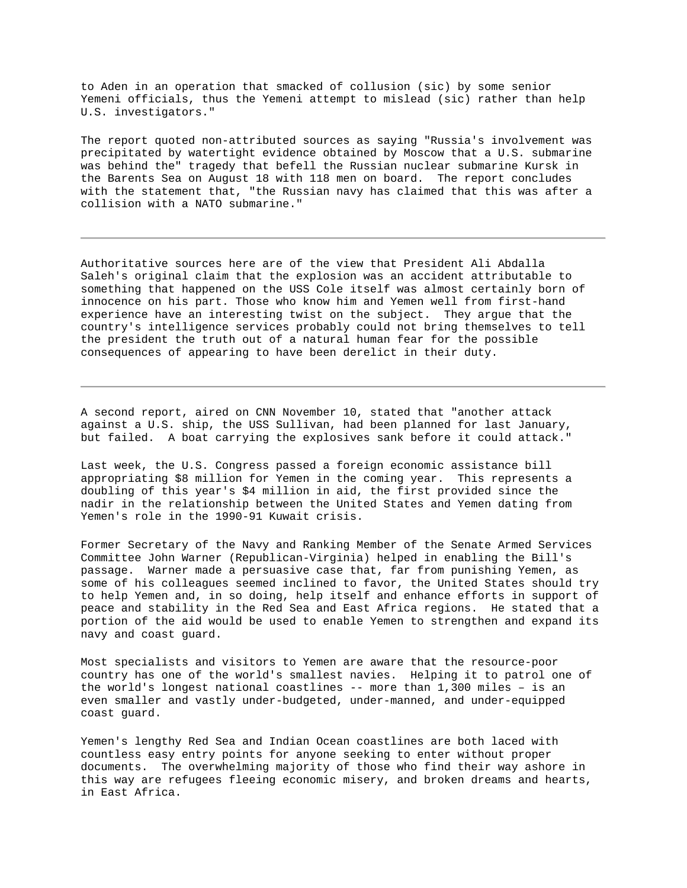to Aden in an operation that smacked of collusion (sic) by some senior Yemeni officials, thus the Yemeni attempt to mislead (sic) rather than help U.S. investigators."

The report quoted non-attributed sources as saying "Russia's involvement was precipitated by watertight evidence obtained by Moscow that a U.S. submarine was behind the" tragedy that befell the Russian nuclear submarine Kursk in the Barents Sea on August 18 with 118 men on board. The report concludes with the statement that, "the Russian navy has claimed that this was after a collision with a NATO submarine."

---

Authoritative sources here are of the view that President Ali Abdalla Saleh's original claim that the explosion was an accident attributable to something that happened on the USS Cole itself was almost certainly born of innocence on his part. Those who know him and Yemen well from first-hand experience have an interesting twist on the subject. They argue that the country's intelligence services probably could not bring themselves to tell the president the truth out of a natural human fear for the possible consequences of appearing to have been derelict in their duty.

---

A second report, aired on CNN November 10, stated that "another attack against a U.S. ship, the USS Sullivan, had been planned for last January, but failed. A boat carrying the explosives sank before it could attack."

Last week, the U.S. Congress passed a foreign economic assistance bill appropriating $8 million for Yemen in the coming year. This represents a doubling of this year's $4 million in aid, the first provided since the nadir in the relationship between the United States and Yemen dating from Yemen's role in the 1990-91 Kuwait crisis.

Former Secretary of the Navy and Ranking Member of the Senate Armed Services Committee John Warner (Republican-Virginia) helped in enabling the Bill's passage. Warner made a persuasive case that, far from punishing Yemen, as some of his colleagues seemed inclined to favor, the United States should try to help Yemen and, in so doing, help itself and enhance efforts in support of peace and stability in the Red Sea and East Africa regions. He stated that a portion of the aid would be used to enable Yemen to strengthen and expand its navy and coast guard.

Most specialists and visitors to Yemen are aware that the resource-poor country has one of the world's smallest navies. Helping it to patrol one of the world's longest national coastlines -- more than 1,300 miles – is an even smaller and vastly under-budgeted, under-manned, and under-equipped coast guard.

Yemen's lengthy Red Sea and Indian Ocean coastlines are both laced with countless easy entry points for anyone seeking to enter without proper documents. The overwhelming majority of those who find their way ashore in this way are refugees fleeing economic misery, and broken dreams and hearts, in East Africa.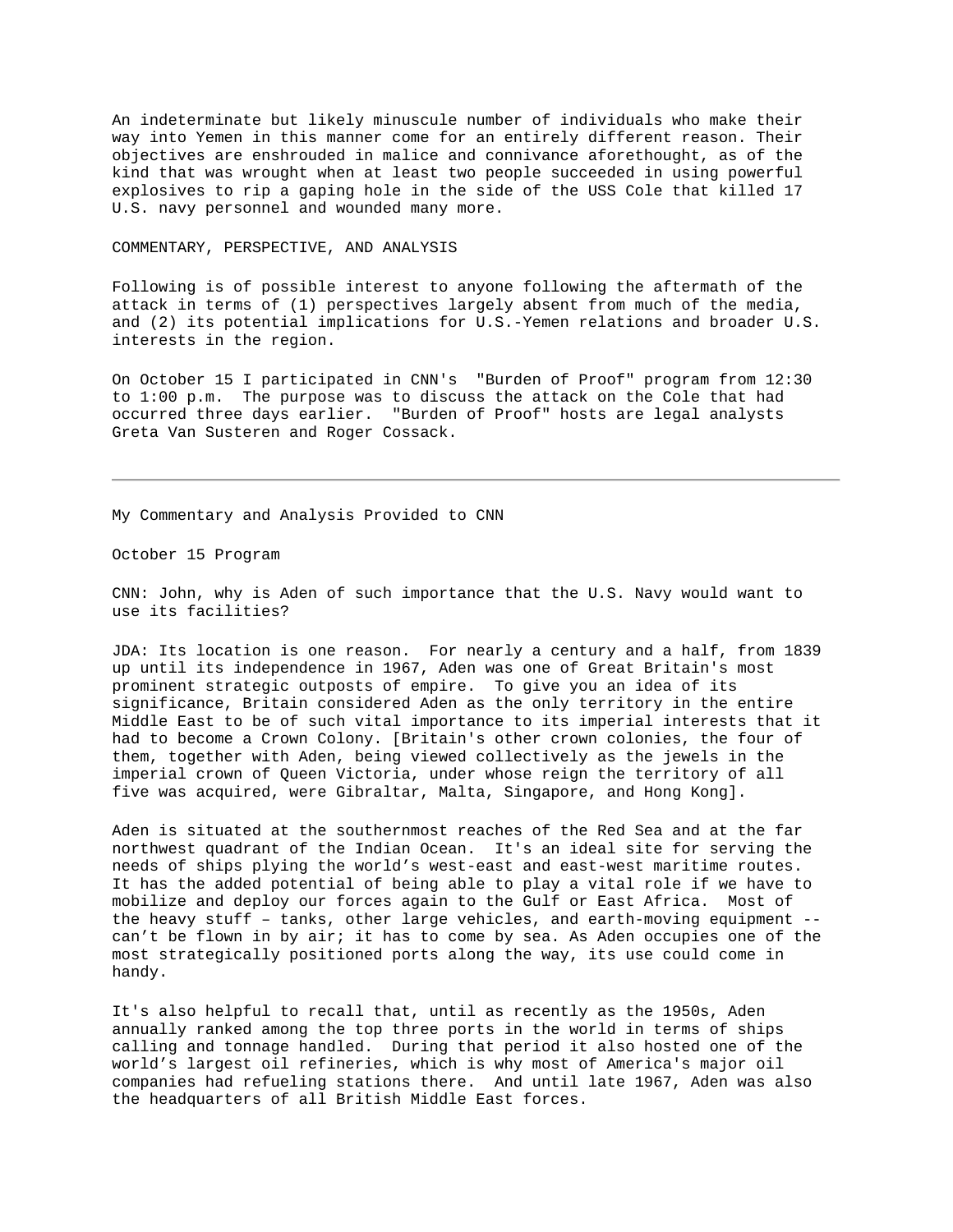An indeterminate but likely minuscule number of individuals who make their way into Yemen in this manner come for an entirely different reason. Their objectives are enshrouded in malice and connivance aforethought, as of the kind that was wrought when at least two people succeeded in using powerful explosives to rip a gaping hole in the side of the USS Cole that killed 17 U.S. navy personnel and wounded many more.

COMMENTARY, PERSPECTIVE, AND ANALYSIS

Following is of possible interest to anyone following the aftermath of the attack in terms of (1) perspectives largely absent from much of the media, and (2) its potential implications for U.S.-Yemen relations and broader U.S. interests in the region.

On October 15 I participated in CNN's "Burden of Proof" program from 12:30 to 1:00 p.m. The purpose was to discuss the attack on the Cole that had occurred three days earlier. "Burden of Proof" hosts are legal analysts Greta Van Susteren and Roger Cossack.

---

My Commentary and Analysis Provided to CNN

October 15 Program

CNN: John, why is Aden of such importance that the U.S. Navy would want to use its facilities?

JDA: Its location is one reason. For nearly a century and a half, from 1839 up until its independence in 1967, Aden was one of Great Britain's most prominent strategic outposts of empire. To give you an idea of its significance, Britain considered Aden as the only territory in the entire Middle East to be of such vital importance to its imperial interests that it had to become a Crown Colony. [Britain's other crown colonies, the four of them, together with Aden, being viewed collectively as the jewels in the imperial crown of Queen Victoria, under whose reign the territory of all five was acquired, were Gibraltar, Malta, Singapore, and Hong Kong].

Aden is situated at the southernmost reaches of the Red Sea and at the far northwest quadrant of the Indian Ocean. It's an ideal site for serving the needs of ships plying the world's west-east and east-west maritime routes. It has the added potential of being able to play a vital role if we have to mobilize and deploy our forces again to the Gulf or East Africa. Most of the heavy stuff – tanks, other large vehicles, and earth-moving equipment -- can't be flown in by air; it has to come by sea. As Aden occupies one of the most strategically positioned ports along the way, its use could come in handy.

It's also helpful to recall that, until as recently as the 1950s, Aden annually ranked among the top three ports in the world in terms of ships calling and tonnage handled. During that period it also hosted one of the world's largest oil refineries, which is why most of America's major oil companies had refueling stations there. And until late 1967, Aden was also the headquarters of all British Middle East forces.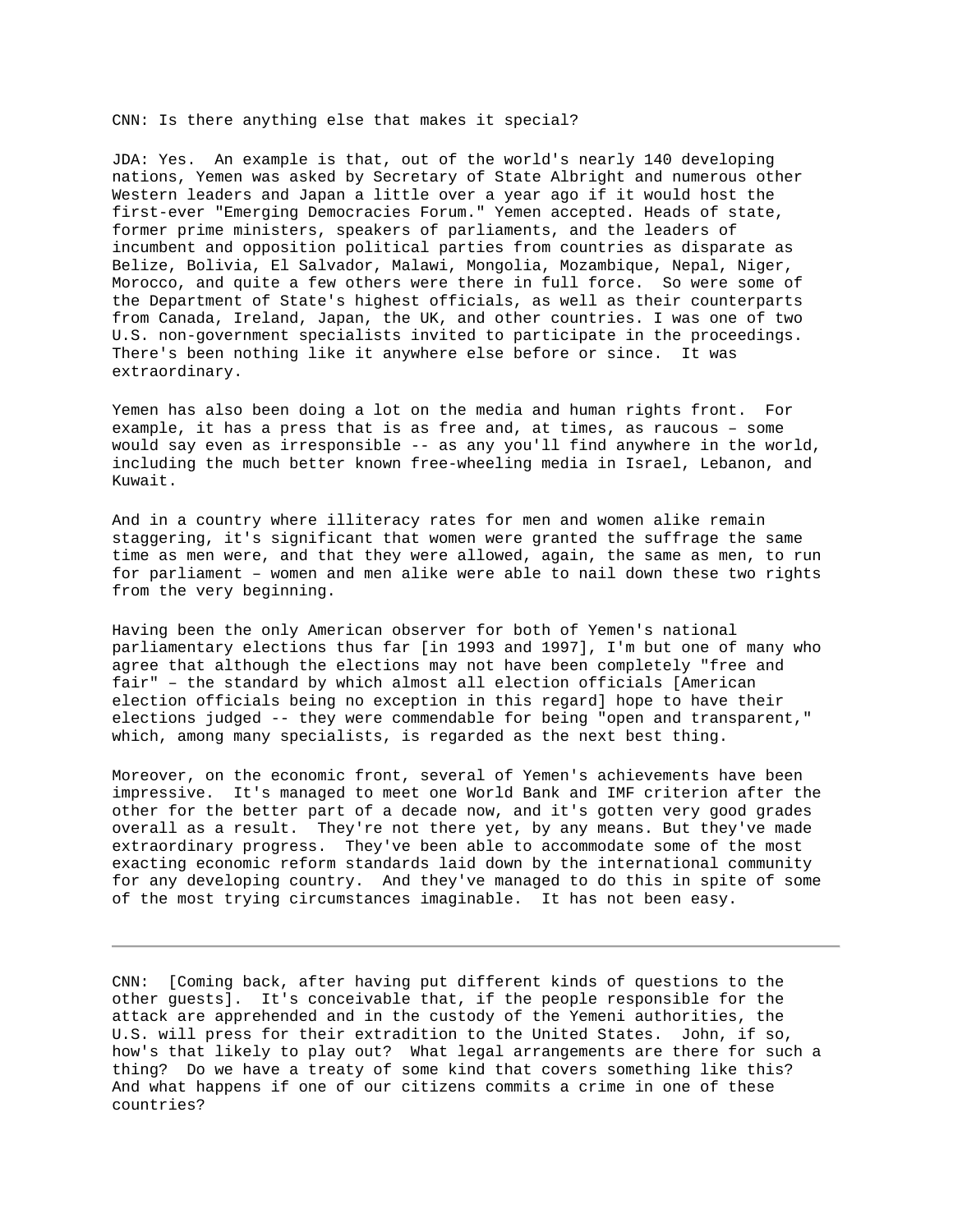CNN: Is there anything else that makes it special?

JDA: Yes. An example is that, out of the world's nearly 140 developing nations, Yemen was asked by Secretary of State Albright and numerous other Western leaders and Japan a little over a year ago if it would host the first-ever "Emerging Democracies Forum." Yemen accepted. Heads of state, former prime ministers, speakers of parliaments, and the leaders of incumbent and opposition political parties from countries as disparate as Belize, Bolivia, El Salvador, Malawi, Mongolia, Mozambique, Nepal, Niger, Morocco, and quite a few others were there in full force. So were some of the Department of State's highest officials, as well as their counterparts from Canada, Ireland, Japan, the UK, and other countries. I was one of two U.S. non-government specialists invited to participate in the proceedings. There's been nothing like it anywhere else before or since. It was extraordinary.

Yemen has also been doing a lot on the media and human rights front. For example, it has a press that is as free and, at times, as raucous – some would say even as irresponsible -- as any you'll find anywhere in the world, including the much better known free-wheeling media in Israel, Lebanon, and Kuwait.

And in a country where illiteracy rates for men and women alike remain staggering, it's significant that women were granted the suffrage the same time as men were, and that they were allowed, again, the same as men, to run for parliament – women and men alike were able to nail down these two rights from the very beginning.

Having been the only American observer for both of Yemen's national parliamentary elections thus far [in 1993 and 1997], I'm but one of many who agree that although the elections may not have been completely "free and fair" – the standard by which almost all election officials [American election officials being no exception in this regard] hope to have their elections judged -- they were commendable for being "open and transparent," which, among many specialists, is regarded as the next best thing.

Moreover, on the economic front, several of Yemen's achievements have been impressive. It's managed to meet one World Bank and IMF criterion after the other for the better part of a decade now, and it's gotten very good grades overall as a result. They're not there yet, by any means. But they've made extraordinary progress. They've been able to accommodate some of the most exacting economic reform standards laid down by the international community for any developing country. And they've managed to do this in spite of some of the most trying circumstances imaginable. It has not been easy.

---

CNN: [Coming back, after having put different kinds of questions to the other guests]. It's conceivable that, if the people responsible for the attack are apprehended and in the custody of the Yemeni authorities, the U.S. will press for their extradition to the United States. John, if so, how's that likely to play out? What legal arrangements are there for such a thing? Do we have a treaty of some kind that covers something like this? And what happens if one of our citizens commits a crime in one of these countries?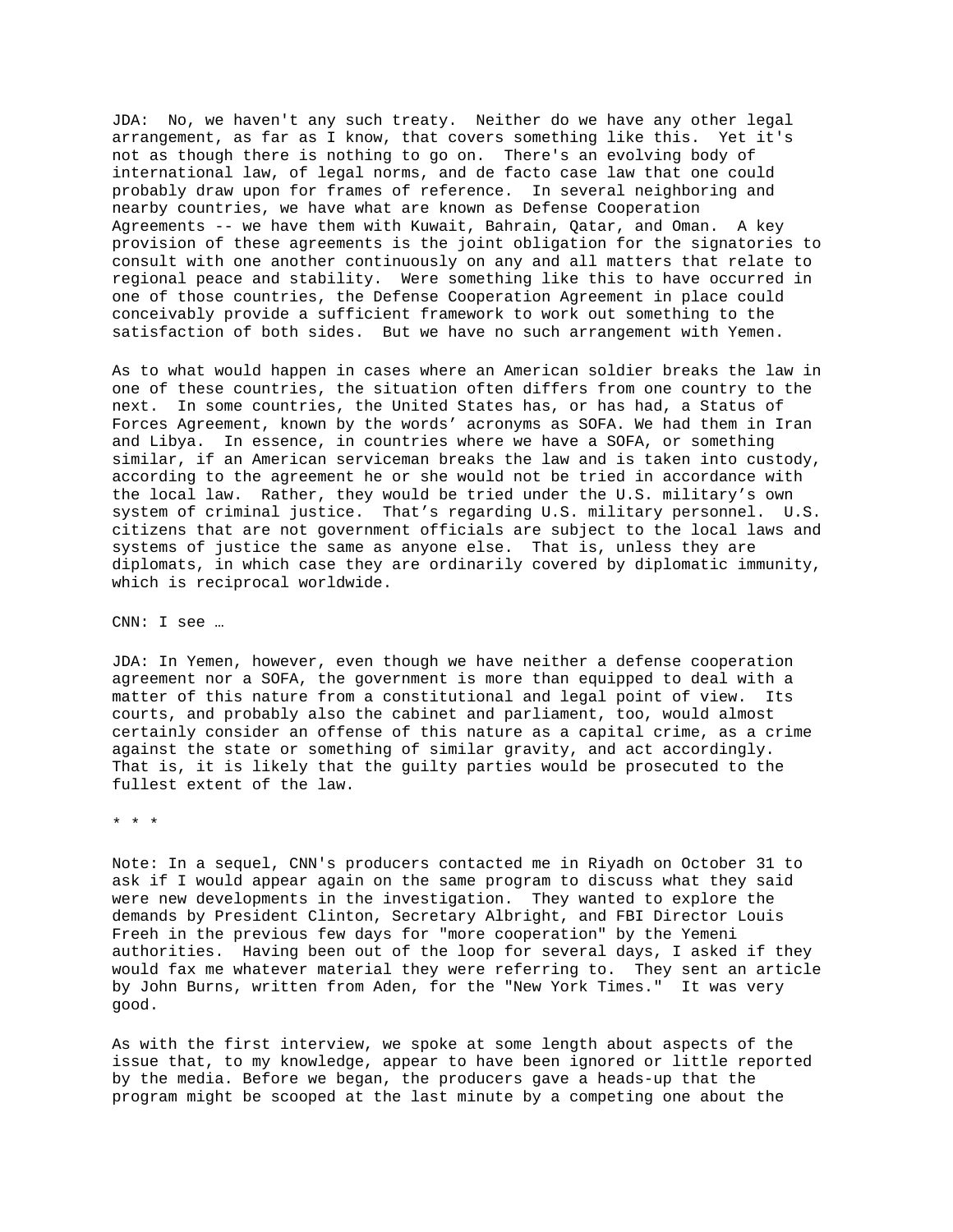JDA: No, we haven't any such treaty. Neither do we have any other legal arrangement, as far as I know, that covers something like this. Yet it's not as though there is nothing to go on. There's an evolving body of international law, of legal norms, and de facto case law that one could probably draw upon for frames of reference. In several neighboring and nearby countries, we have what are known as Defense Cooperation Agreements -- we have them with Kuwait, Bahrain, Qatar, and Oman. A key provision of these agreements is the joint obligation for the signatories to consult with one another continuously on any and all matters that relate to regional peace and stability. Were something like this to have occurred in one of those countries, the Defense Cooperation Agreement in place could conceivably provide a sufficient framework to work out something to the satisfaction of both sides. But we have no such arrangement with Yemen.

As to what would happen in cases where an American soldier breaks the law in one of these countries, the situation often differs from one country to the next. In some countries, the United States has, or has had, a Status of Forces Agreement, known by the words' acronyms as SOFA. We had them in Iran and Libya. In essence, in countries where we have a SOFA, or something similar, if an American serviceman breaks the law and is taken into custody, according to the agreement he or she would not be tried in accordance with the local law. Rather, they would be tried under the U.S. military's own system of criminal justice. That's regarding U.S. military personnel. U.S. citizens that are not government officials are subject to the local laws and systems of justice the same as anyone else. That is, unless they are diplomats, in which case they are ordinarily covered by diplomatic immunity, which is reciprocal worldwide.

CNN: I see …

JDA: In Yemen, however, even though we have neither a defense cooperation agreement nor a SOFA, the government is more than equipped to deal with a matter of this nature from a constitutional and legal point of view. Its courts, and probably also the cabinet and parliament, too, would almost certainly consider an offense of this nature as a capital crime, as a crime against the state or something of similar gravity, and act accordingly. That is, it is likely that the guilty parties would be prosecuted to the fullest extent of the law.

* * *

Note: In a sequel, CNN's producers contacted me in Riyadh on October 31 to ask if I would appear again on the same program to discuss what they said were new developments in the investigation. They wanted to explore the demands by President Clinton, Secretary Albright, and FBI Director Louis Freeh in the previous few days for "more cooperation" by the Yemeni authorities. Having been out of the loop for several days, I asked if they would fax me whatever material they were referring to. They sent an article by John Burns, written from Aden, for the "New York Times." It was very good.

As with the first interview, we spoke at some length about aspects of the issue that, to my knowledge, appear to have been ignored or little reported by the media. Before we began, the producers gave a heads-up that the program might be scooped at the last minute by a competing one about the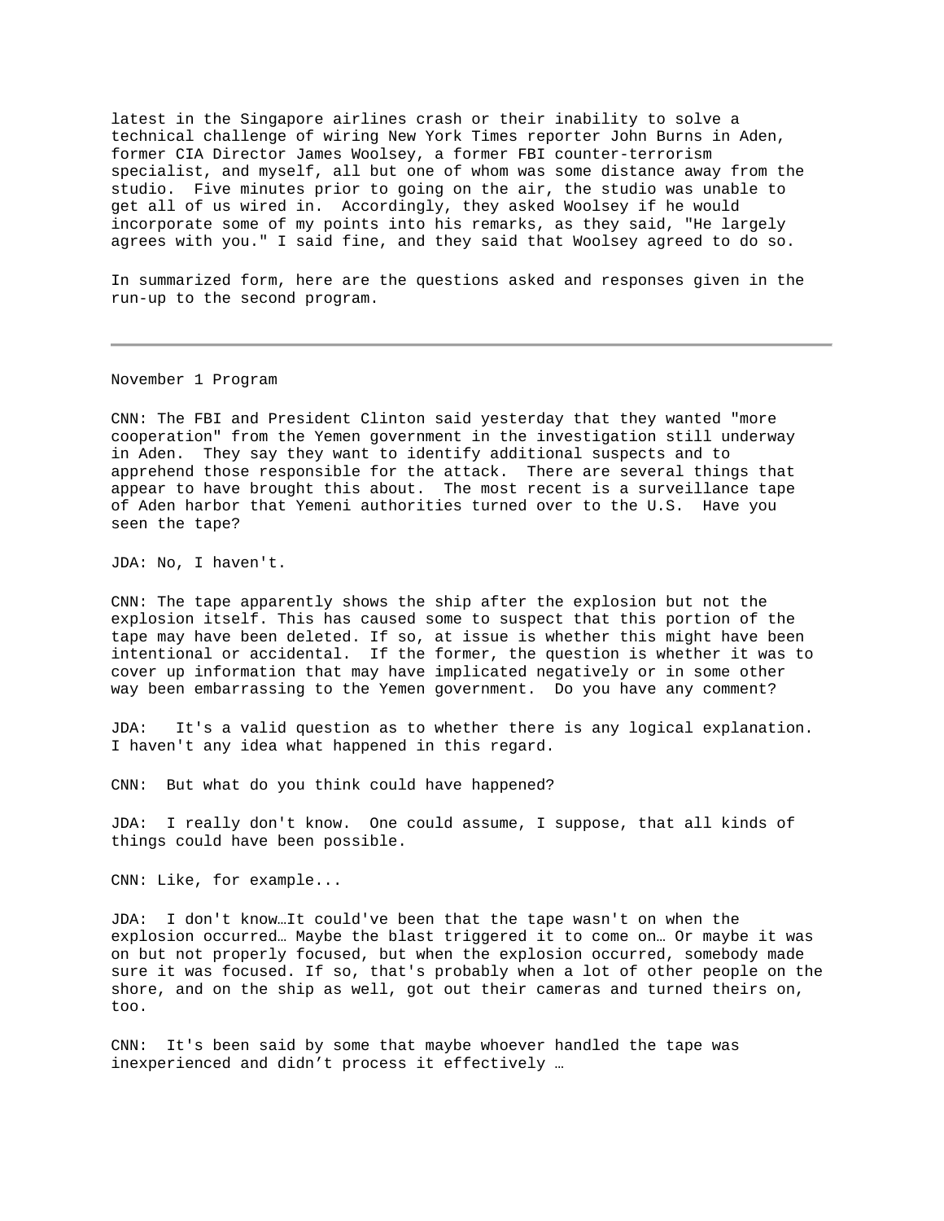latest in the Singapore airlines crash or their inability to solve a technical challenge of wiring New York Times reporter John Burns in Aden, former CIA Director James Woolsey, a former FBI counter-terrorism specialist, and myself, all but one of whom was some distance away from the studio. Five minutes prior to going on the air, the studio was unable to get all of us wired in. Accordingly, they asked Woolsey if he would incorporate some of my points into his remarks, as they said, "He largely agrees with you." I said fine, and they said that Woolsey agreed to do so.

In summarized form, here are the questions asked and responses given in the run-up to the second program.

---

November 1 Program

CNN: The FBI and President Clinton said yesterday that they wanted "more cooperation" from the Yemen government in the investigation still underway in Aden. They say they want to identify additional suspects and to apprehend those responsible for the attack. There are several things that appear to have brought this about. The most recent is a surveillance tape of Aden harbor that Yemeni authorities turned over to the U.S. Have you seen the tape?

JDA: No, I haven't.

CNN: The tape apparently shows the ship after the explosion but not the explosion itself. This has caused some to suspect that this portion of the tape may have been deleted. If so, at issue is whether this might have been intentional or accidental. If the former, the question is whether it was to cover up information that may have implicated negatively or in some other way been embarrassing to the Yemen government. Do you have any comment?

JDA: It's a valid question as to whether there is any logical explanation. I haven't any idea what happened in this regard.

CNN: But what do you think could have happened?

JDA: I really don't know. One could assume, I suppose, that all kinds of things could have been possible.

CNN: Like, for example...

JDA: I don't know…It could've been that the tape wasn't on when the explosion occurred… Maybe the blast triggered it to come on… Or maybe it was on but not properly focused, but when the explosion occurred, somebody made sure it was focused. If so, that's probably when a lot of other people on the shore, and on the ship as well, got out their cameras and turned theirs on, too.

CNN: It's been said by some that maybe whoever handled the tape was inexperienced and didn’t process it effectively …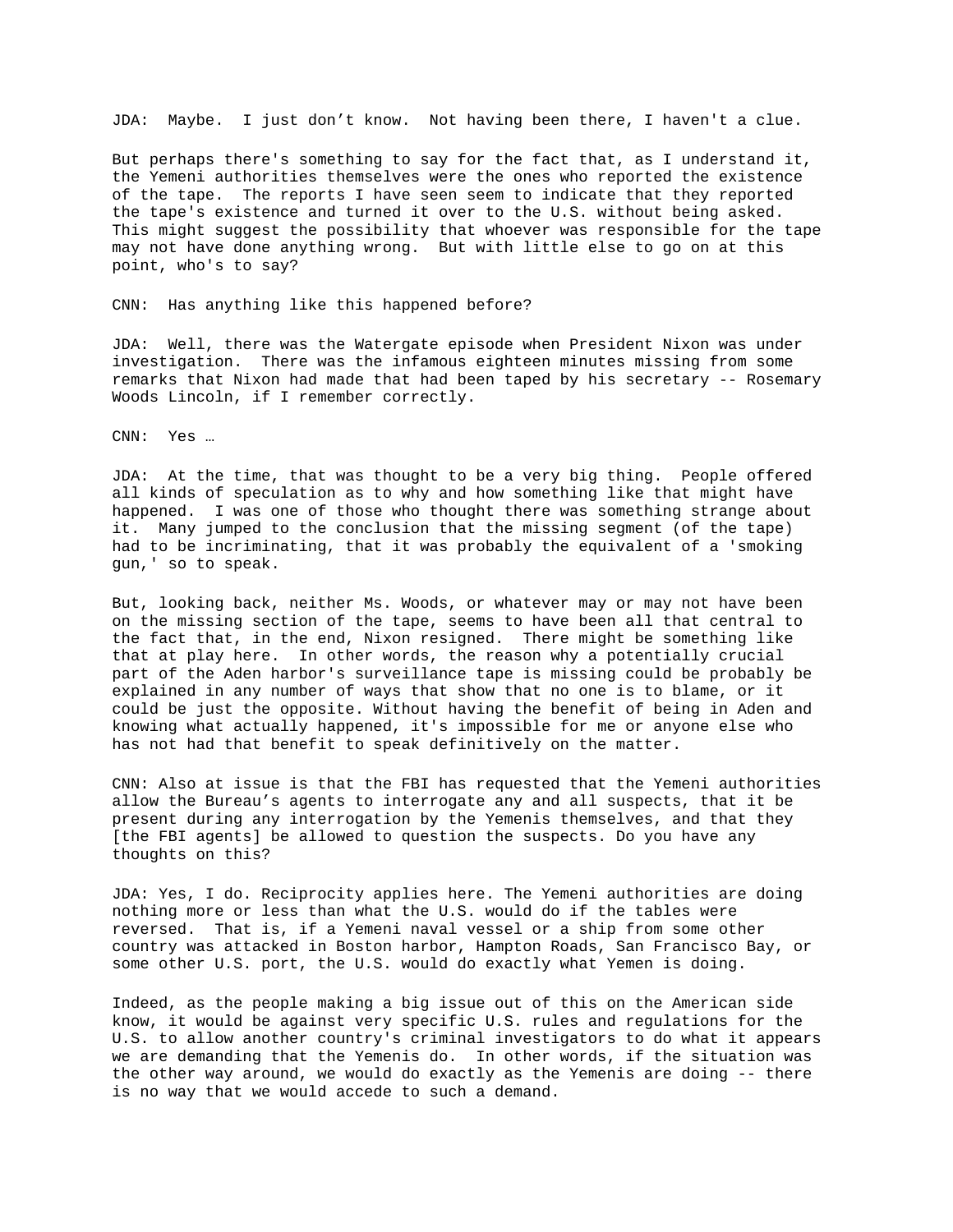JDA: Maybe. I just don't know. Not having been there, I haven't a clue.

But perhaps there's something to say for the fact that, as I understand it, the Yemeni authorities themselves were the ones who reported the existence of the tape. The reports I have seen seem to indicate that they reported the tape's existence and turned it over to the U.S. without being asked. This might suggest the possibility that whoever was responsible for the tape may not have done anything wrong. But with little else to go on at this point, who's to say?

CNN: Has anything like this happened before?

JDA: Well, there was the Watergate episode when President Nixon was under investigation. There was the infamous eighteen minutes missing from some remarks that Nixon had made that had been taped by his secretary -- Rosemary Woods Lincoln, if I remember correctly.

CNN: Yes …

JDA: At the time, that was thought to be a very big thing. People offered all kinds of speculation as to why and how something like that might have happened. I was one of those who thought there was something strange about it. Many jumped to the conclusion that the missing segment (of the tape) had to be incriminating, that it was probably the equivalent of a 'smoking gun,' so to speak.

But, looking back, neither Ms. Woods, or whatever may or may not have been on the missing section of the tape, seems to have been all that central to the fact that, in the end, Nixon resigned. There might be something like that at play here. In other words, the reason why a potentially crucial part of the Aden harbor's surveillance tape is missing could be probably be explained in any number of ways that show that no one is to blame, or it could be just the opposite. Without having the benefit of being in Aden and knowing what actually happened, it's impossible for me or anyone else who has not had that benefit to speak definitively on the matter.

CNN: Also at issue is that the FBI has requested that the Yemeni authorities allow the Bureau's agents to interrogate any and all suspects, that it be present during any interrogation by the Yemenis themselves, and that they [the FBI agents] be allowed to question the suspects. Do you have any thoughts on this?

JDA: Yes, I do. Reciprocity applies here. The Yemeni authorities are doing nothing more or less than what the U.S. would do if the tables were reversed. That is, if a Yemeni naval vessel or a ship from some other country was attacked in Boston harbor, Hampton Roads, San Francisco Bay, or some other U.S. port, the U.S. would do exactly what Yemen is doing.

Indeed, as the people making a big issue out of this on the American side know, it would be against very specific U.S. rules and regulations for the U.S. to allow another country's criminal investigators to do what it appears we are demanding that the Yemenis do. In other words, if the situation was the other way around, we would do exactly as the Yemenis are doing -- there is no way that we would accede to such a demand.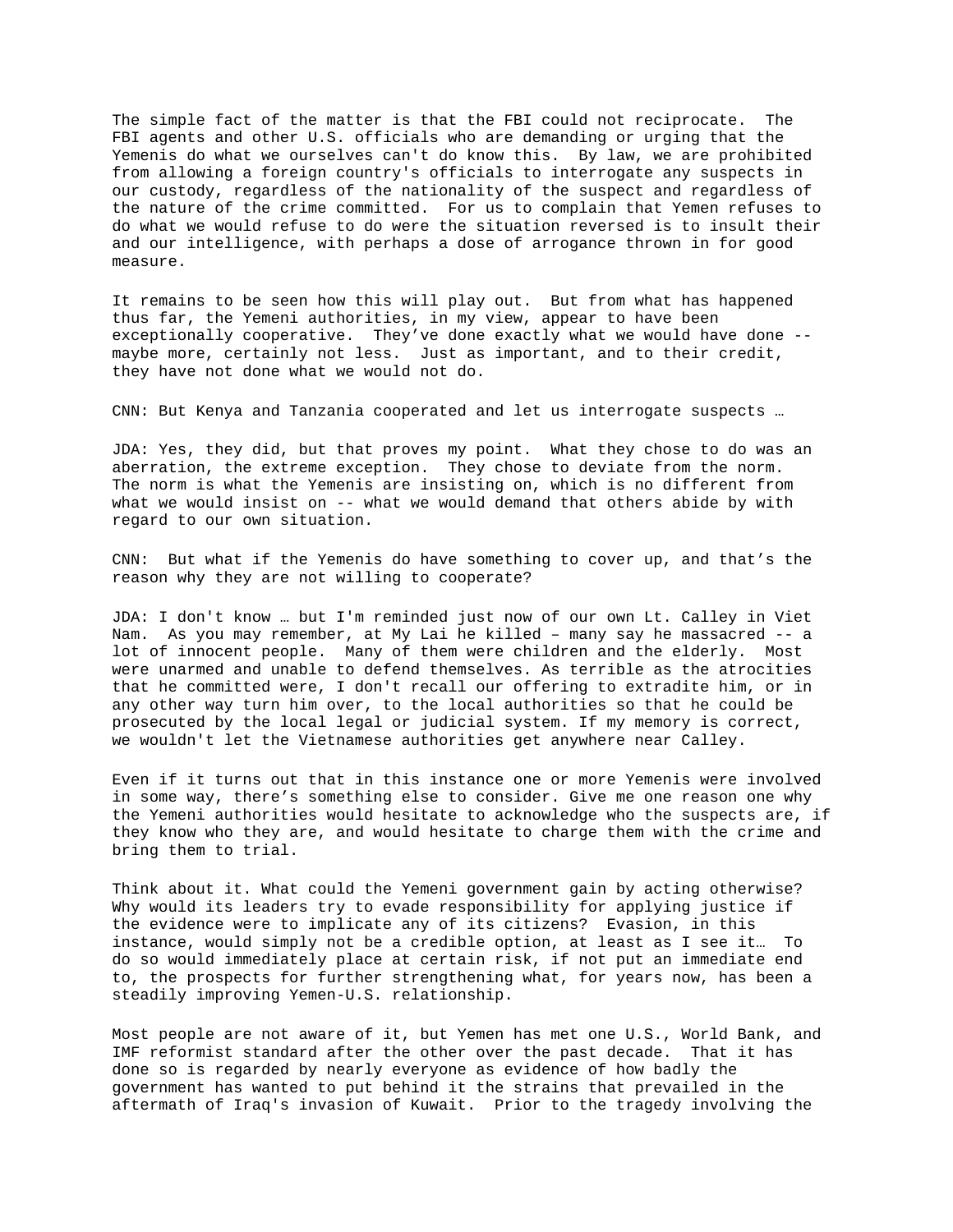The simple fact of the matter is that the FBI could not reciprocate. The FBI agents and other U.S. officials who are demanding or urging that the Yemenis do what we ourselves can't do know this. By law, we are prohibited from allowing a foreign country's officials to interrogate any suspects in our custody, regardless of the nationality of the suspect and regardless of the nature of the crime committed. For us to complain that Yemen refuses to do what we would refuse to do were the situation reversed is to insult their and our intelligence, with perhaps a dose of arrogance thrown in for good measure.

It remains to be seen how this will play out. But from what has happened thus far, the Yemeni authorities, in my view, appear to have been exceptionally cooperative. They've done exactly what we would have done -- maybe more, certainly not less. Just as important, and to their credit, they have not done what we would not do.

CNN: But Kenya and Tanzania cooperated and let us interrogate suspects …

JDA: Yes, they did, but that proves my point. What they chose to do was an aberration, the extreme exception. They chose to deviate from the norm. The norm is what the Yemenis are insisting on, which is no different from what we would insist on -- what we would demand that others abide by with regard to our own situation.

CNN: But what if the Yemenis do have something to cover up, and that's the reason why they are not willing to cooperate?

JDA: I don't know … but I'm reminded just now of our own Lt. Calley in Viet Nam. As you may remember, at My Lai he killed – many say he massacred -- a lot of innocent people. Many of them were children and the elderly. Most were unarmed and unable to defend themselves. As terrible as the atrocities that he committed were, I don't recall our offering to extradite him, or in any other way turn him over, to the local authorities so that he could be prosecuted by the local legal or judicial system. If my memory is correct, we wouldn't let the Vietnamese authorities get anywhere near Calley.

Even if it turns out that in this instance one or more Yemenis were involved in some way, there's something else to consider. Give me one reason one why the Yemeni authorities would hesitate to acknowledge who the suspects are, if they know who they are, and would hesitate to charge them with the crime and bring them to trial.

Think about it. What could the Yemeni government gain by acting otherwise? Why would its leaders try to evade responsibility for applying justice if the evidence were to implicate any of its citizens? Evasion, in this instance, would simply not be a credible option, at least as I see it… To do so would immediately place at certain risk, if not put an immediate end to, the prospects for further strengthening what, for years now, has been a steadily improving Yemen-U.S. relationship.

Most people are not aware of it, but Yemen has met one U.S., World Bank, and IMF reformist standard after the other over the past decade. That it has done so is regarded by nearly everyone as evidence of how badly the government has wanted to put behind it the strains that prevailed in the aftermath of Iraq's invasion of Kuwait. Prior to the tragedy involving the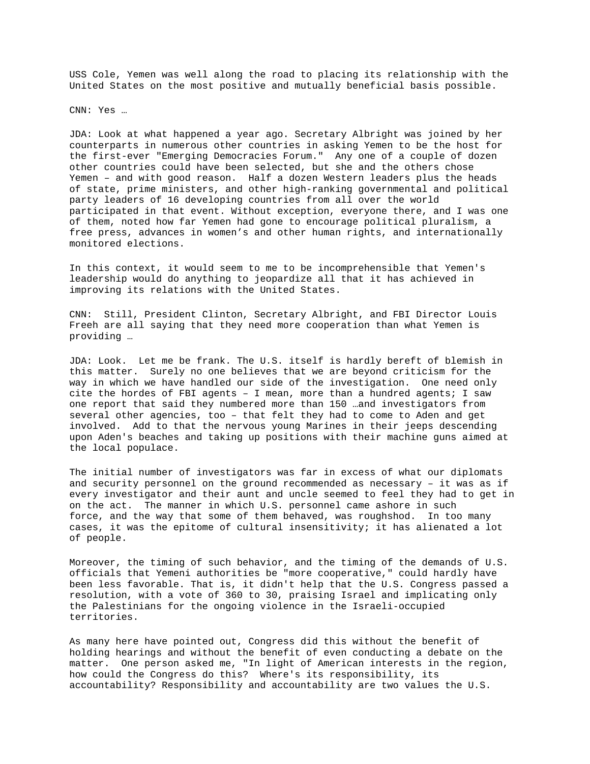USS Cole, Yemen was well along the road to placing its relationship with the United States on the most positive and mutually beneficial basis possible.

CNN: Yes …

JDA: Look at what happened a year ago. Secretary Albright was joined by her counterparts in numerous other countries in asking Yemen to be the host for the first-ever "Emerging Democracies Forum." Any one of a couple of dozen other countries could have been selected, but she and the others chose Yemen – and with good reason. Half a dozen Western leaders plus the heads of state, prime ministers, and other high-ranking governmental and political party leaders of 16 developing countries from all over the world participated in that event. Without exception, everyone there, and I was one of them, noted how far Yemen had gone to encourage political pluralism, a free press, advances in women's and other human rights, and internationally monitored elections.

In this context, it would seem to me to be incomprehensible that Yemen's leadership would do anything to jeopardize all that it has achieved in improving its relations with the United States.

CNN: Still, President Clinton, Secretary Albright, and FBI Director Louis Freeh are all saying that they need more cooperation than what Yemen is providing …

JDA: Look. Let me be frank. The U.S. itself is hardly bereft of blemish in this matter. Surely no one believes that we are beyond criticism for the way in which we have handled our side of the investigation. One need only cite the hordes of FBI agents – I mean, more than a hundred agents; I saw one report that said they numbered more than 150 …and investigators from several other agencies, too – that felt they had to come to Aden and get involved. Add to that the nervous young Marines in their jeeps descending upon Aden's beaches and taking up positions with their machine guns aimed at the local populace.

The initial number of investigators was far in excess of what our diplomats and security personnel on the ground recommended as necessary – it was as if every investigator and their aunt and uncle seemed to feel they had to get in on the act. The manner in which U.S. personnel came ashore in such force, and the way that some of them behaved, was roughshod. In too many cases, it was the epitome of cultural insensitivity; it has alienated a lot of people.

Moreover, the timing of such behavior, and the timing of the demands of U.S. officials that Yemeni authorities be "more cooperative," could hardly have been less favorable. That is, it didn't help that the U.S. Congress passed a resolution, with a vote of 360 to 30, praising Israel and implicating only the Palestinians for the ongoing violence in the Israeli-occupied territories.

As many here have pointed out, Congress did this without the benefit of holding hearings and without the benefit of even conducting a debate on the matter. One person asked me, "In light of American interests in the region, how could the Congress do this? Where's its responsibility, its accountability? Responsibility and accountability are two values the U.S.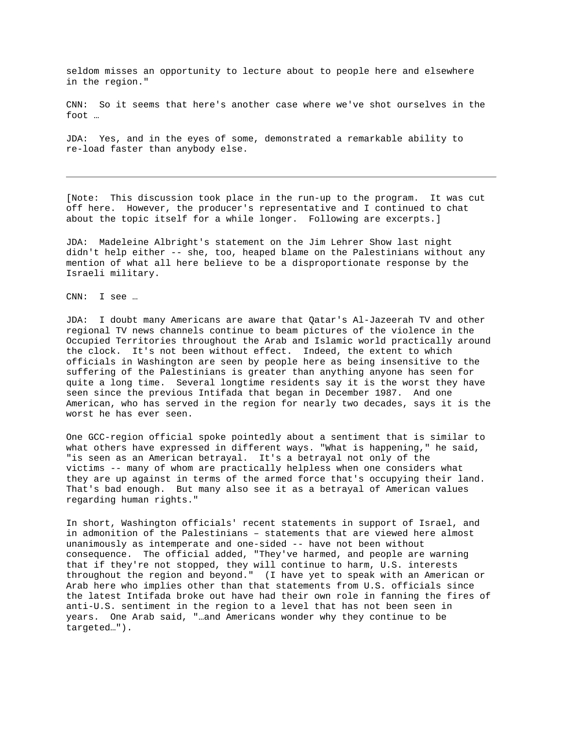seldom misses an opportunity to lecture about to people here and elsewhere in the region."

CNN: So it seems that here's another case where we've shot ourselves in the foot …

JDA: Yes, and in the eyes of some, demonstrated a remarkable ability to re-load faster than anybody else.

---

[Note: This discussion took place in the run-up to the program. It was cut off here. However, the producer's representative and I continued to chat about the topic itself for a while longer. Following are excerpts.]

JDA: Madeleine Albright's statement on the Jim Lehrer Show last night didn't help either -- she, too, heaped blame on the Palestinians without any mention of what all here believe to be a disproportionate response by the Israeli military.

CNN: I see …

JDA: I doubt many Americans are aware that Qatar's Al-Jazeerah TV and other regional TV news channels continue to beam pictures of the violence in the Occupied Territories throughout the Arab and Islamic world practically around the clock. It's not been without effect. Indeed, the extent to which officials in Washington are seen by people here as being insensitive to the suffering of the Palestinians is greater than anything anyone has seen for quite a long time. Several longtime residents say it is the worst they have seen since the previous Intifada that began in December 1987. And one American, who has served in the region for nearly two decades, says it is the worst he has ever seen.

One GCC-region official spoke pointedly about a sentiment that is similar to what others have expressed in different ways. "What is happening," he said, "is seen as an American betrayal. It's a betrayal not only of the victims -- many of whom are practically helpless when one considers what they are up against in terms of the armed force that's occupying their land. That's bad enough. But many also see it as a betrayal of American values regarding human rights."

In short, Washington officials' recent statements in support of Israel, and in admonition of the Palestinians – statements that are viewed here almost unanimously as intemperate and one-sided -- have not been without consequence. The official added, "They've harmed, and people are warning that if they're not stopped, they will continue to harm, U.S. interests throughout the region and beyond." (I have yet to speak with an American or Arab here who implies other than that statements from U.S. officials since the latest Intifada broke out have had their own role in fanning the fires of anti-U.S. sentiment in the region to a level that has not been seen in years. One Arab said, "…and Americans wonder why they continue to be targeted…").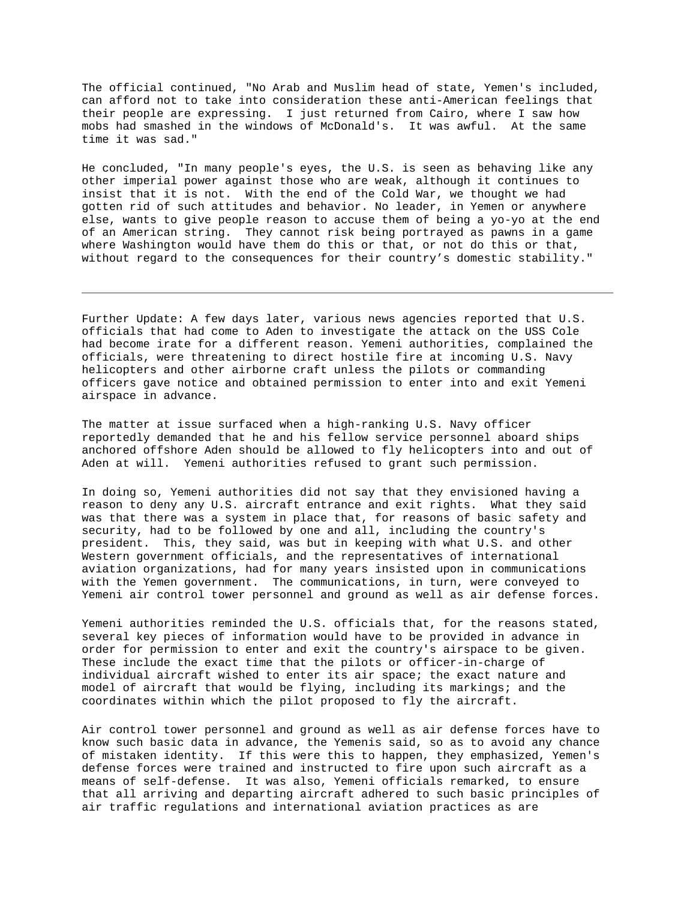The official continued, "No Arab and Muslim head of state, Yemen's included, can afford not to take into consideration these anti-American feelings that their people are expressing. I just returned from Cairo, where I saw how mobs had smashed in the windows of McDonald's. It was awful. At the same time it was sad."

He concluded, "In many people's eyes, the U.S. is seen as behaving like any other imperial power against those who are weak, although it continues to insist that it is not. With the end of the Cold War, we thought we had gotten rid of such attitudes and behavior. No leader, in Yemen or anywhere else, wants to give people reason to accuse them of being a yo-yo at the end of an American string. They cannot risk being portrayed as pawns in a game where Washington would have them do this or that, or not do this or that, without regard to the consequences for their country's domestic stability."

---

Further Update: A few days later, various news agencies reported that U.S. officials that had come to Aden to investigate the attack on the USS Cole had become irate for a different reason. Yemeni authorities, complained the officials, were threatening to direct hostile fire at incoming U.S. Navy helicopters and other airborne craft unless the pilots or commanding officers gave notice and obtained permission to enter into and exit Yemeni airspace in advance.

The matter at issue surfaced when a high-ranking U.S. Navy officer reportedly demanded that he and his fellow service personnel aboard ships anchored offshore Aden should be allowed to fly helicopters into and out of Aden at will. Yemeni authorities refused to grant such permission.

In doing so, Yemeni authorities did not say that they envisioned having a reason to deny any U.S. aircraft entrance and exit rights. What they said was that there was a system in place that, for reasons of basic safety and security, had to be followed by one and all, including the country's president. This, they said, was but in keeping with what U.S. and other Western government officials, and the representatives of international aviation organizations, had for many years insisted upon in communications with the Yemen government. The communications, in turn, were conveyed to Yemeni air control tower personnel and ground as well as air defense forces.

Yemeni authorities reminded the U.S. officials that, for the reasons stated, several key pieces of information would have to be provided in advance in order for permission to enter and exit the country's airspace to be given. These include the exact time that the pilots or officer-in-charge of individual aircraft wished to enter its air space; the exact nature and model of aircraft that would be flying, including its markings; and the coordinates within which the pilot proposed to fly the aircraft.

Air control tower personnel and ground as well as air defense forces have to know such basic data in advance, the Yemenis said, so as to avoid any chance of mistaken identity. If this were this to happen, they emphasized, Yemen's defense forces were trained and instructed to fire upon such aircraft as a means of self-defense. It was also, Yemeni officials remarked, to ensure that all arriving and departing aircraft adhered to such basic principles of air traffic regulations and international aviation practices as are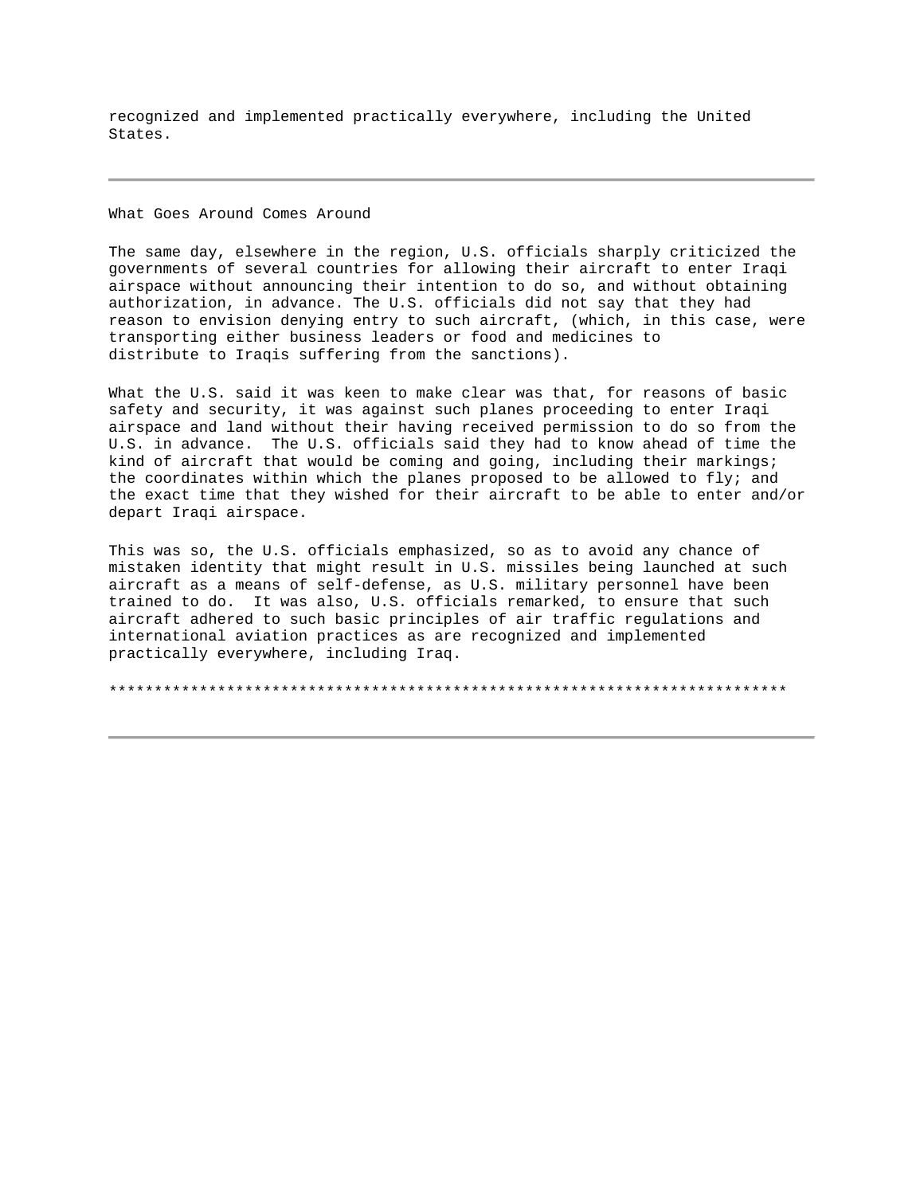recognized and implemented practically everywhere, including the United States.

---

What Goes Around Comes Around

The same day, elsewhere in the region, U.S. officials sharply criticized the governments of several countries for allowing their aircraft to enter Iraqi airspace without announcing their intention to do so, and without obtaining authorization, in advance. The U.S. officials did not say that they had reason to envision denying entry to such aircraft, (which, in this case, were transporting either business leaders or food and medicines to distribute to Iraqis suffering from the sanctions).

What the U.S. said it was keen to make clear was that, for reasons of basic safety and security, it was against such planes proceeding to enter Iraqi airspace and land without their having received permission to do so from the U.S. in advance.  The U.S. officials said they had to know ahead of time the kind of aircraft that would be coming and going, including their markings; the coordinates within which the planes proposed to be allowed to fly; and the exact time that they wished for their aircraft to be able to enter and/or depart Iraqi airspace.

This was so, the U.S. officials emphasized, so as to avoid any chance of mistaken identity that might result in U.S. missiles being launched at such aircraft as a means of self-defense, as U.S. military personnel have been trained to do.  It was also, U.S. officials remarked, to ensure that such aircraft adhered to such basic principles of air traffic regulations and international aviation practices as are recognized and implemented practically everywhere, including Iraq.

***************************************************************************

---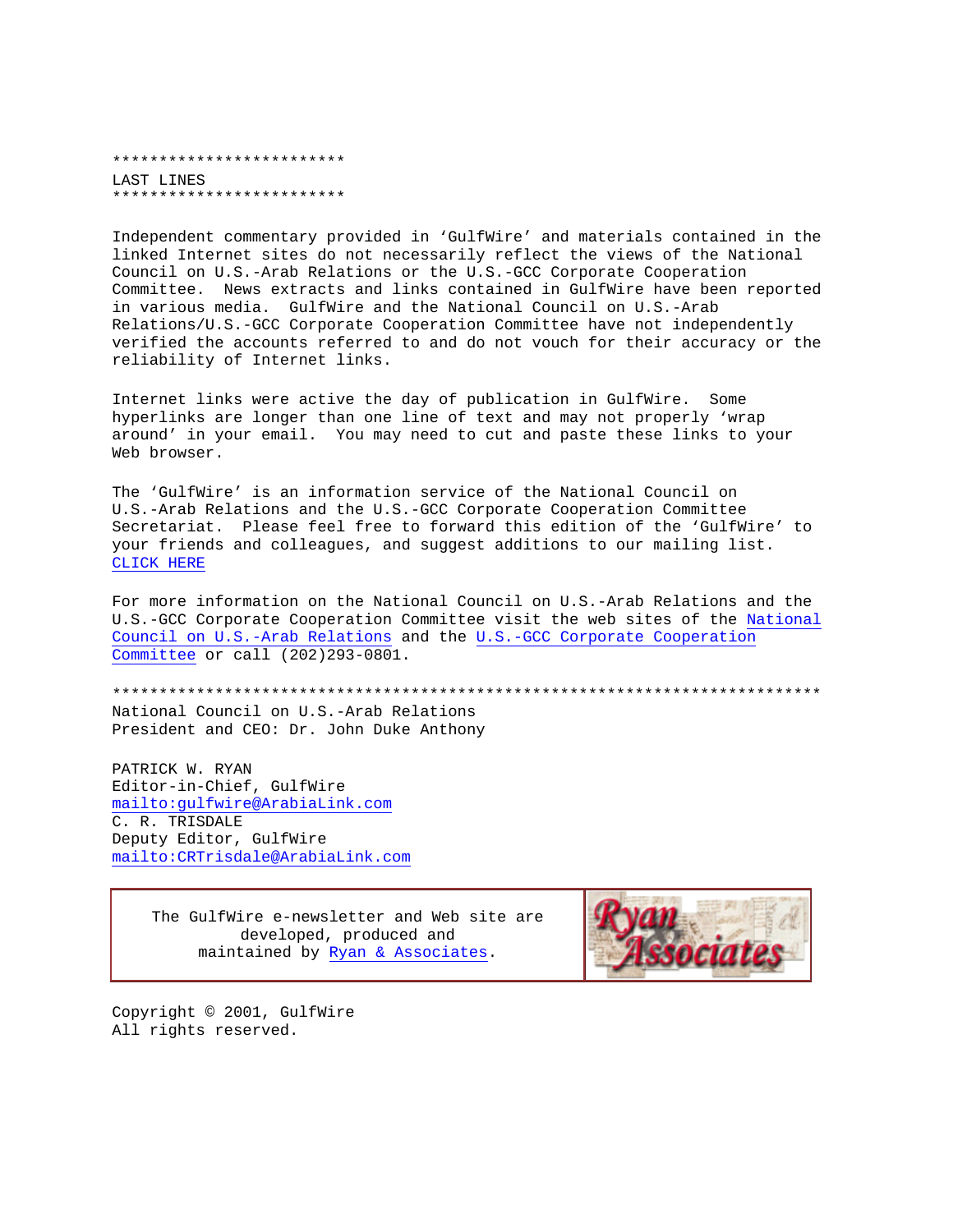*************************

## LAST LINES

*************************

Independent commentary provided in 'GulfWire' and materials contained in the linked Internet sites do not necessarily reflect the views of the National Council on U.S.-Arab Relations or the U.S.-GCC Corporate Cooperation Committee. News extracts and links contained in GulfWire have been reported in various media. GulfWire and the National Council on U.S.-Arab Relations/U.S.-GCC Corporate Cooperation Committee have not independently verified the accounts referred to and do not vouch for their accuracy or the reliability of Internet links.

Internet links were active the day of publication in GulfWire. Some hyperlinks are longer than one line of text and may not properly 'wrap around' in your email. You may need to cut and paste these links to your Web browser.

The 'GulfWire' is an information service of the National Council on U.S.-Arab Relations and the U.S.-GCC Corporate Cooperation Committee Secretariat. Please feel free to forward this edition of the 'GulfWire' to your friends and colleagues, and suggest additions to our mailing list. CLICK HERE

For more information on the National Council on U.S.-Arab Relations and the U.S.-GCC Corporate Cooperation Committee visit the web sites of the National Council on U.S.-Arab Relations and the U.S.-GCC Corporate Cooperation Committee or call (202)293-0801.

******************************************************************************

National Council on U.S.-Arab Relations
President and CEO: Dr. John Duke Anthony

PATRICK W. RYAN
Editor-in-Chief, GulfWire
mailto:gulfwire@ArabiaLink.com
C. R. TRISDALE
Deputy Editor, GulfWire
mailto:CRTrisdale@ArabiaLink.com

The GulfWire e-newsletter and Web site are developed, produced and maintained by Ryan & Associates.

Ryan & Associates

Copyright © 2001, GulfWire
All rights reserved.